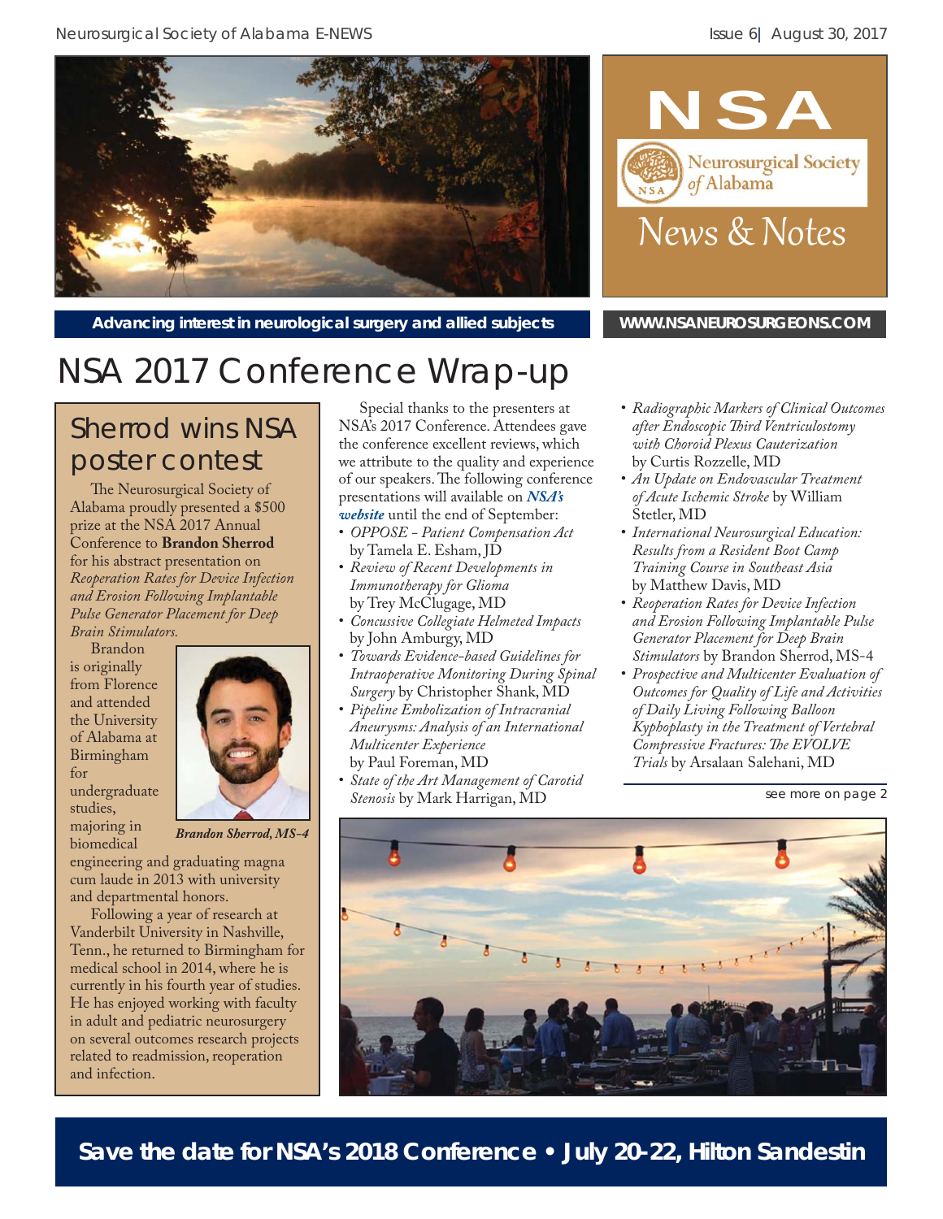NSA

Neurosurgical Society of Alabama

News & Notes

Advancing interest in neurological surgery and allied subjects

WWW.NSANEUROSURGEONS.COM

# NSA 2017 Conference Wrap-up

## Sherrod wins NSA poster contest

The Neurosurgical Society of Alabama proudly presented a $500 prize at the NSA 2017 Annual Conference to **Brandon Sherrod** for his abstract presentation on *Reoperation Rates for Device Infection and Erosion Following Implantable Pulse Generator Placement for Deep Brain Stimulators.*

*Brandon Sherrod, MS-4*

Brandon is originally from Florence and attended the University of Alabama at Birmingham for undergraduate studies, majoring in biomedical engineering and graduating magna cum laude in 2013 with university and departmental honors.

Following a year of research at Vanderbilt University in Nashville, Tenn., he returned to Birmingham for medical school in 2014, where he is currently in his fourth year of studies. He has enjoyed working with faculty in adult and pediatric neurosurgery on several outcomes research projects related to readmission, reoperation and infection.

Special thanks to the presenters at NSA's 2017 Conference. Attendees gave the conference excellent reviews, which we attribute to the quality and experience of our speakers. The following conference presentations will available on ***NSA's website*** until the end of September:

- *OPPOSE - Patient Compensation Act* by Tamela E. Esham, JD
- *Review of Recent Developments in Immunotherapy for Glioma* by Trey McClugage, MD
- *Concussive Collegiate Helmeted Impacts* by John Amburgy, MD
- *Towards Evidence-based Guidelines for Intraoperative Monitoring During Spinal Surgery* by Christopher Shank, MD
- *Pipeline Embolization of Intracranial Aneurysms: Analysis of an International Multicenter Experience* by Paul Foreman, MD
- *State of the Art Management of Carotid Stenosis* by Mark Harrigan, MD
- *Radiographic Markers of Clinical Outcomes after Endoscopic Third Ventriculostomy with Choroid Plexus Cauterization* by Curtis Rozzelle, MD
- *An Update on Endovascular Treatment of Acute Ischemic Stroke* by William Stetler, MD
- *International Neurosurgical Education: Results from a Resident Boot Camp Training Course in Southeast Asia* by Matthew Davis, MD
- *Reoperation Rates for Device Infection and Erosion Following Implantable Pulse Generator Placement for Deep Brain Stimulators* by Brandon Sherrod, MS-4
- *Prospective and Multicenter Evaluation of Outcomes for Quality of Life and Activities of Daily Living Following Balloon Kyphoplasty in the Treatment of Vertebral Compressive Fractures: The EVOLVE Trials* by Arsalaan Salehani, MD

see more on page 2

**Save the date for NSA's 2018 Conference • July 20-22, Hilton Sandestin**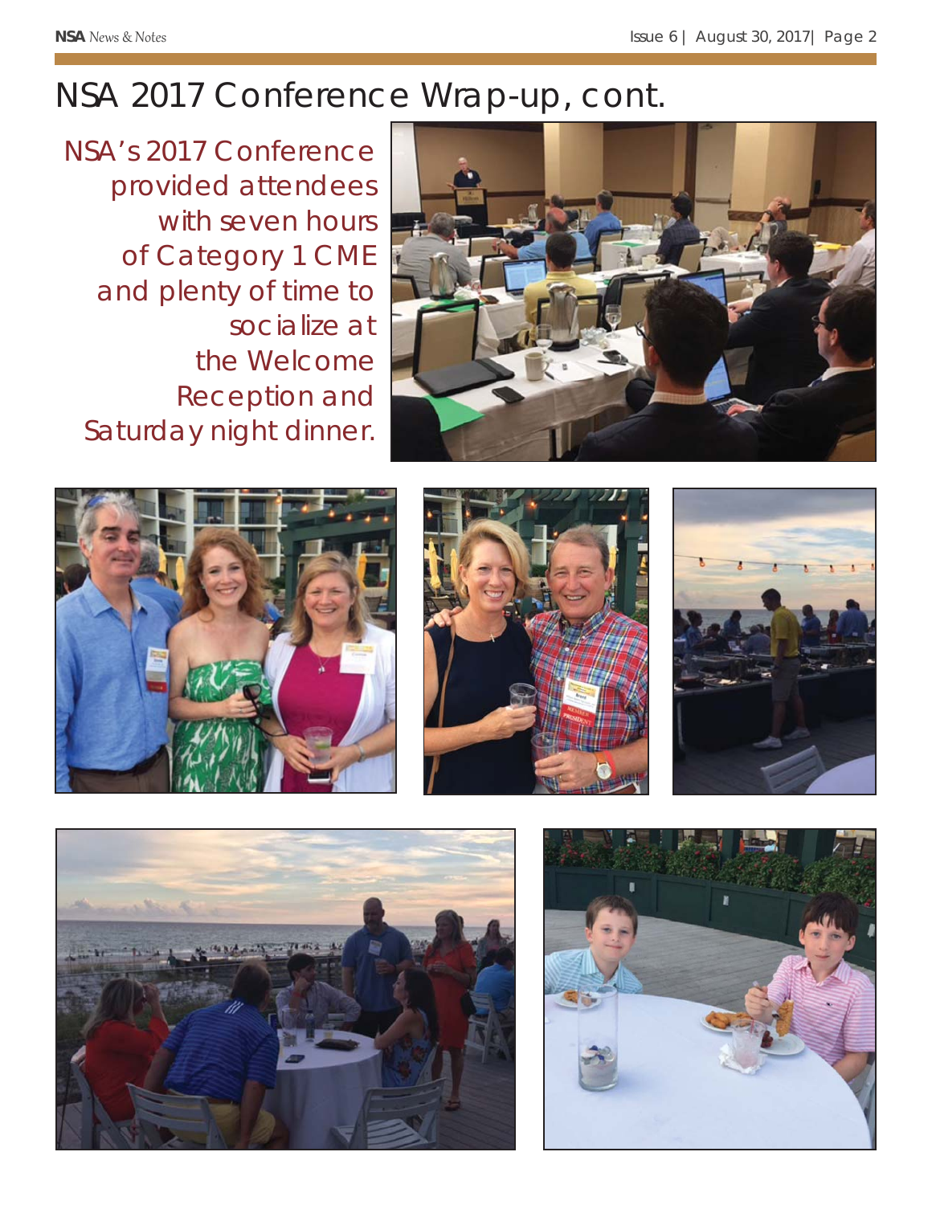# NSA 2017 Conference Wrap-up, cont.

NSA's 2017 Conference provided attendees with seven hours of Category 1 CME and plenty of time to socialize at the Welcome Reception and Saturday night dinner.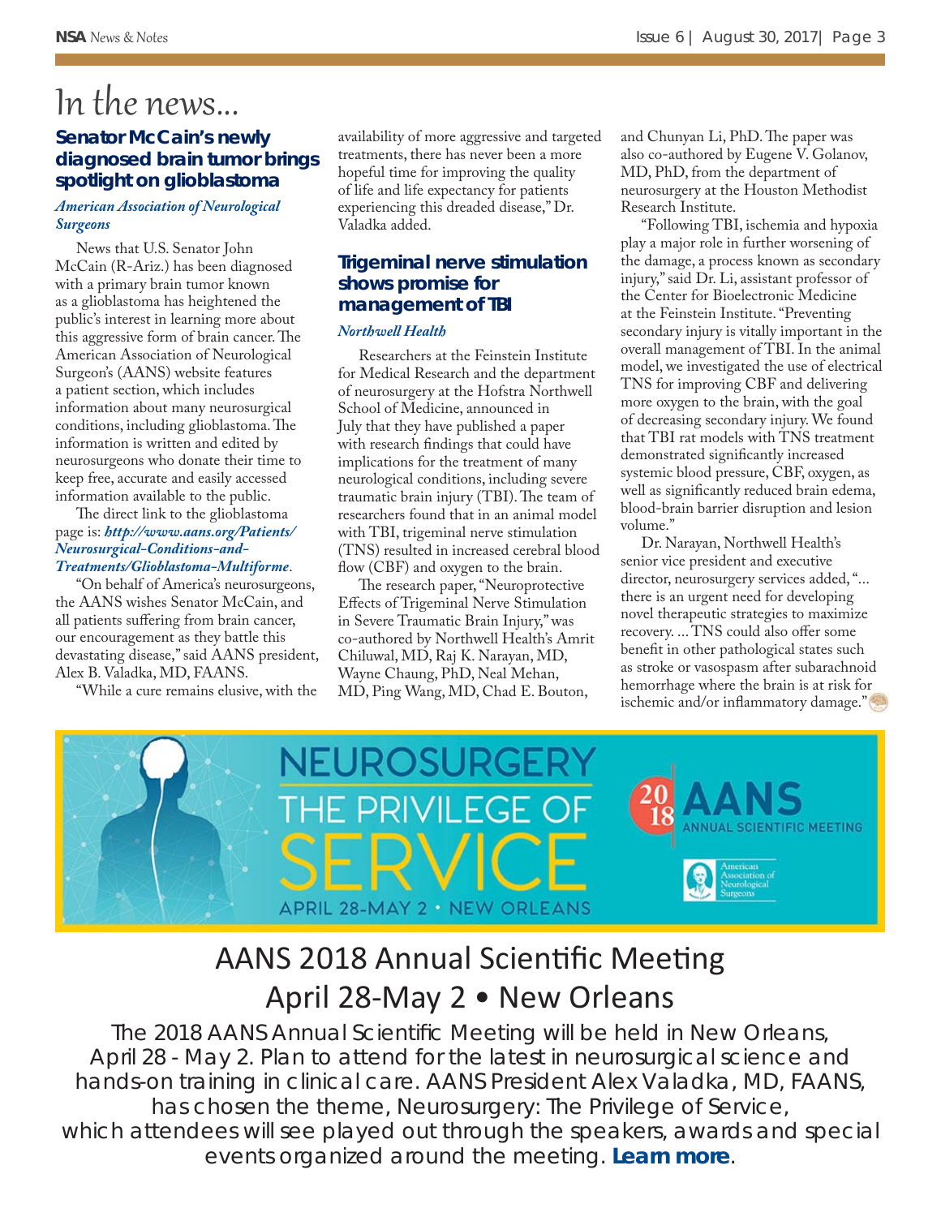# In the news...

## Senator McCain's newly diagnosed brain tumor brings spotlight on glioblastoma

***American Association of Neurological Surgeons***

News that U.S. Senator John McCain (R-Ariz.) has been diagnosed with a primary brain tumor known as a glioblastoma has heightened the public's interest in learning more about this aggressive form of brain cancer. The American Association of Neurological Surgeon's (AANS) website features a patient section, which includes information about many neurosurgical conditions, including glioblastoma. The information is written and edited by neurosurgeons who donate their time to keep free, accurate and easily accessed information available to the public.

The direct link to the glioblastoma page is: ***http://www.aans.org/Patients/Neurosurgical-Conditions-and-Treatments/Glioblastoma-Multiforme***.

"On behalf of America's neurosurgeons, the AANS wishes Senator McCain, and all patients suffering from brain cancer, our encouragement as they battle this devastating disease," said AANS president, Alex B. Valadka, MD, FAANS.

"While a cure remains elusive, with the availability of more aggressive and targeted treatments, there has never been a more hopeful time for improving the quality of life and life expectancy for patients experiencing this dreaded disease," Dr. Valadka added.

## Trigeminal nerve stimulation shows promise for management of TBI

***Northwell Health***

Researchers at the Feinstein Institute for Medical Research and the department of neurosurgery at the Hofstra Northwell School of Medicine, announced in July that they have published a paper with research findings that could have implications for the treatment of many neurological conditions, including severe traumatic brain injury (TBI). The team of researchers found that in an animal model with TBI, trigeminal nerve stimulation (TNS) resulted in increased cerebral blood flow (CBF) and oxygen to the brain.

The research paper, "Neuroprotective Effects of Trigeminal Nerve Stimulation in Severe Traumatic Brain Injury," was co-authored by Northwell Health's Amrit Chiluwal, MD, Raj K. Narayan, MD, Wayne Chaung, PhD, Neal Mehan, MD, Ping Wang, MD, Chad E. Bouton, and Chunyan Li, PhD. The paper was also co-authored by Eugene V. Golanov, MD, PhD, from the department of neurosurgery at the Houston Methodist Research Institute.

"Following TBI, ischemia and hypoxia play a major role in further worsening of the damage, a process known as secondary injury," said Dr. Li, assistant professor of the Center for Bioelectronic Medicine at the Feinstein Institute. "Preventing secondary injury is vitally important in the overall management of TBI. In the animal model, we investigated the use of electrical TNS for improving CBF and delivering more oxygen to the brain, with the goal of decreasing secondary injury. We found that TBI rat models with TNS treatment demonstrated significantly increased systemic blood pressure, CBF, oxygen, as well as significantly reduced brain edema, blood-brain barrier disruption and lesion volume."

Dr. Narayan, Northwell Health's senior vice president and executive director, neurosurgery services added, "... there is an urgent need for developing novel therapeutic strategies to maximize recovery. ... TNS could also offer some benefit in other pathological states such as stroke or vasospasm after subarachnoid hemorrhage where the brain is at risk for ischemic and/or inflammatory damage."

NEUROSURGERY THE PRIVILEGE OF SERVICE

APRIL 28-MAY 2 • NEW ORLEANS

2018 AANS ANNUAL SCIENTIFIC MEETING

American Association of Neurological Surgeons

## AANS 2018 Annual Scientific Meeting
## April 28-May 2 • New Orleans

The 2018 AANS Annual Scientific Meeting will be held in New Orleans, April 28 - May 2. Plan to attend for the latest in neurosurgical science and hands-on training in clinical care. AANS President Alex Valadka, MD, FAANS, has chosen the theme, Neurosurgery: The Privilege of Service, which attendees will see played out through the speakers, awards and special events organized around the meeting. **Learn more**.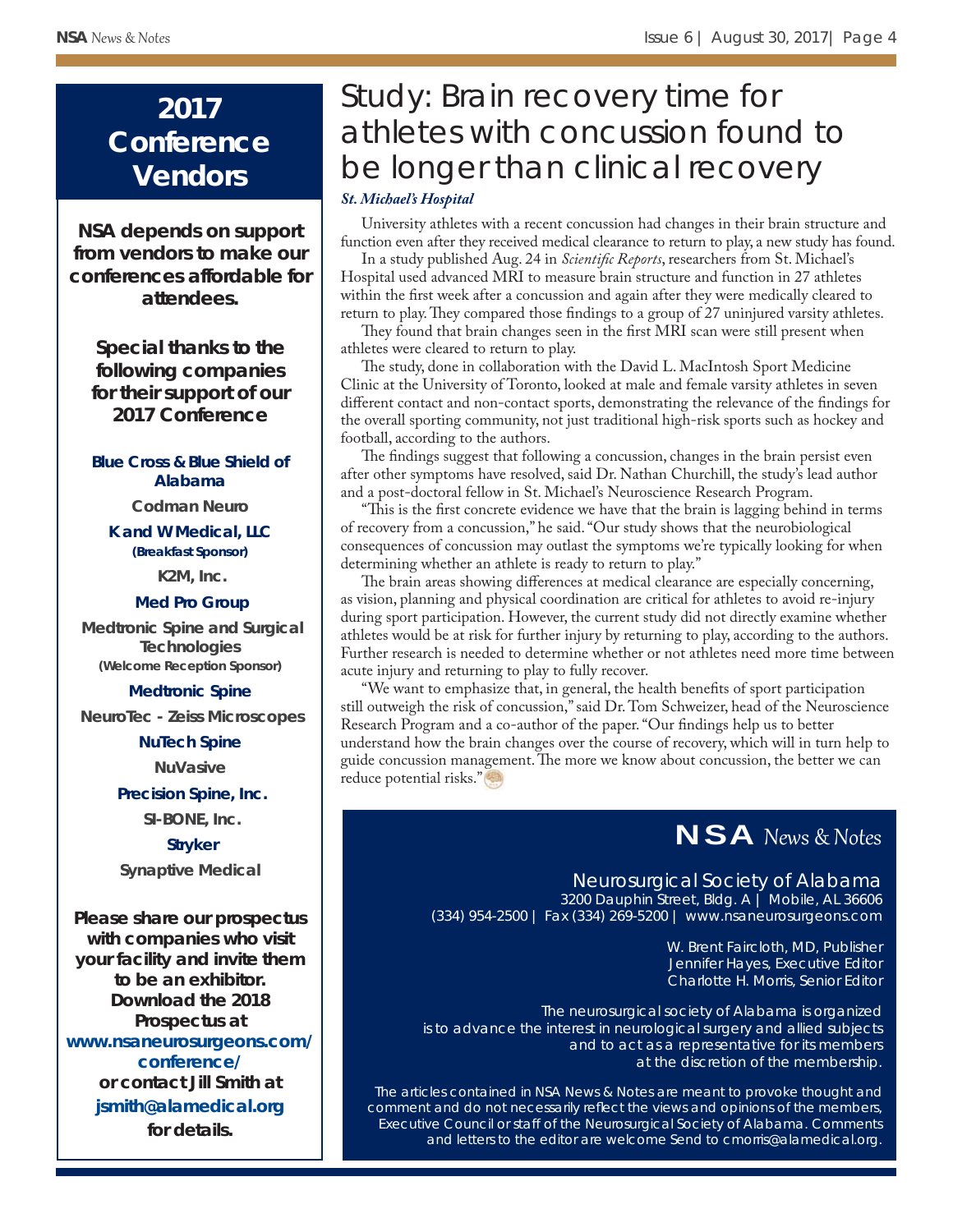# Study: Brain recovery time for athletes with concussion found to be longer than clinical recovery

***St. Michael's Hospital***

University athletes with a recent concussion had changes in their brain structure and function even after they received medical clearance to return to play, a new study has found.

In a study published Aug. 24 in *Scientific Reports*, researchers from St. Michael's Hospital used advanced MRI to measure brain structure and function in 27 athletes within the first week after a concussion and again after they were medically cleared to return to play. They compared those findings to a group of 27 uninjured varsity athletes.

They found that brain changes seen in the first MRI scan were still present when athletes were cleared to return to play.

The study, done in collaboration with the David L. MacIntosh Sport Medicine Clinic at the University of Toronto, looked at male and female varsity athletes in seven different contact and non-contact sports, demonstrating the relevance of the findings for the overall sporting community, not just traditional high-risk sports such as hockey and football, according to the authors.

The findings suggest that following a concussion, changes in the brain persist even after other symptoms have resolved, said Dr. Nathan Churchill, the study's lead author and a post-doctoral fellow in St. Michael's Neuroscience Research Program.

"This is the first concrete evidence we have that the brain is lagging behind in terms of recovery from a concussion," he said. "Our study shows that the neurobiological consequences of concussion may outlast the symptoms we're typically looking for when determining whether an athlete is ready to return to play."

The brain areas showing differences at medical clearance are especially concerning, as vision, planning and physical coordination are critical for athletes to avoid re-injury during sport participation. However, the current study did not directly examine whether athletes would be at risk for further injury by returning to play, according to the authors. Further research is needed to determine whether or not athletes need more time between acute injury and returning to play to fully recover.

"We want to emphasize that, in general, the health benefits of sport participation still outweigh the risk of concussion," said Dr. Tom Schweizer, head of the Neuroscience Research Program and a co-author of the paper. "Our findings help us to better understand how the brain changes over the course of recovery, which will in turn help to guide concussion management. The more we know about concussion, the better we can reduce potential risks."

## 2017 Conference Vendors

**NSA depends on support from vendors to make our conferences affordable for attendees.**

**Special thanks to the following companies for their support of our 2017 Conference**

**Blue Cross & Blue Shield of Alabama**

**Codman Neuro**

**K and W Medical, LLC**
**(Breakfast Sponsor)**

**K2M, Inc.**

**Med Pro Group**

**Medtronic Spine and Surgical Technologies**
**(Welcome Reception Sponsor)**

**Medtronic Spine**

**NeuroTec - Zeiss Microscopes**

**NuTech Spine**

**NuVasive**

**Precision Spine, Inc.**

**SI-BONE, Inc.**

**Stryker**

**Synaptive Medical**

**Please share our prospectus with companies who visit your facility and invite them to be an exhibitor. Download the 2018 Prospectus at www.nsaneurosurgeons.com/conference/ or contact Jill Smith at jsmith@alamedical.org for details.**

## NSA *News & Notes*

Neurosurgical Society of Alabama
3200 Dauphin Street, Bldg. A | Mobile, AL 36606
(334) 954-2500 | Fax (334) 269-5200 | www.nsaneurosurgeons.com

W. Brent Faircloth, MD, Publisher
Jennifer Hayes, Executive Editor
Charlotte H. Morris, Senior Editor

The neurosurgical society of Alabama is organized is to advance the interest in neurological surgery and allied subjects and to act as a representative for its members at the discretion of the membership.

The articles contained in NSA News & Notes are meant to provoke thought and comment and do not necessarily reflect the views and opinions of the members, Executive Council or staff of the Neurosurgical Society of Alabama. Comments and letters to the editor are welcome Send to cmorris@alamedical.org.